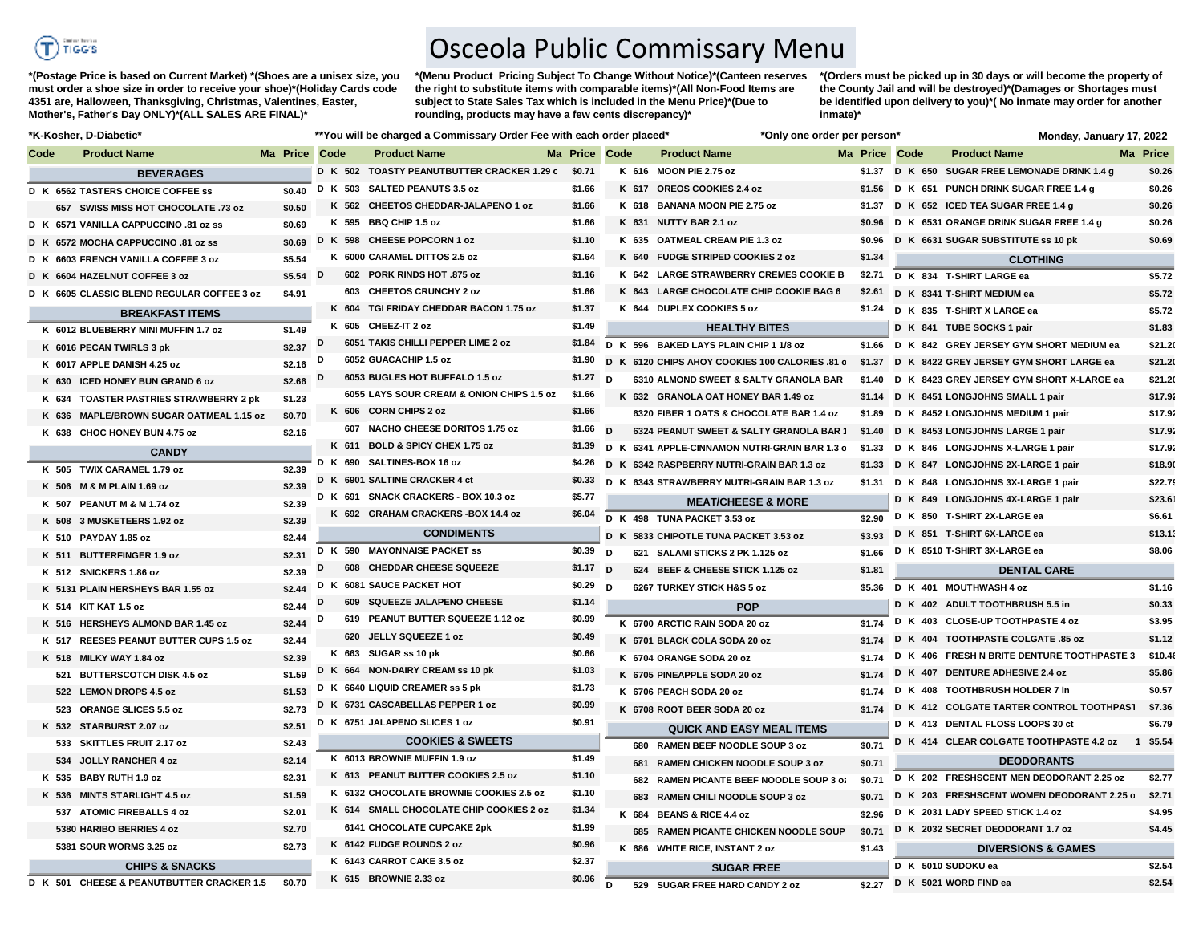# Osceola Public Commissary Menu

*(Postage Price is based on Current Market) *(Shoes are a unisex size, you must order a shoe size in order to receive your shoe)*(Holiday Cards code 4351 are, Halloween, Thanksgiving, Christmas, Valentines, Easter, Mother's, Father's Day ONLY)*(ALL SALES ARE FINAL)*

*(Menu Product Pricing Subject To Change Without Notice)*(Canteen reserves the right to substitute items with comparable items)*(All Non-Food Items are subject to State Sales Tax which is included in the Menu Price)*(Due to rounding, products may have a few cents discrepancy)*

*(Orders must be picked up in 30 days or will become the property of the County Jail and will be destroyed)*(Damages or Shortages must be identified upon delivery to you)*( No inmate may order for another inmate)*

*K-Kosher, D-Diabetic* — **You will be charged a Commissary Order Fee with each order placed* — *Only one order per person* — Monday, January 17, 2022

| Code | | | Product Name | Ma | Price |
|---|---|---|---|---|---|
| | | | **BEVERAGES** | | |
| D | K | 6562 | TASTERS CHOICE COFFEE ss | | $0.40 |
| | | 657 | SWISS MISS HOT CHOCOLATE .73 oz | | $0.50 |
| D | K | 6571 | VANILLA CAPPUCCINO .81 oz ss | | $0.69 |
| D | K | 6572 | MOCHA CAPPUCCINO .81 oz ss | | $0.69 |
| D | K | 6603 | FRENCH VANILLA COFFEE 3 oz | | $5.54 |
| D | K | 6604 | HAZELNUT COFFEE 3 oz | | $5.54 |
| D | K | 6605 | CLASSIC BLEND REGULAR COFFEE 3 oz | | $4.91 |
| | | | **BREAKFAST ITEMS** | | |
| | K | 6012 | BLUEBERRY MINI MUFFIN 1.7 oz | | $1.49 |
| | K | 6016 | PECAN TWIRLS 3 pk | | $2.37 |
| | K | 6017 | APPLE DANISH 4.25 oz | | $2.16 |
| | K | 630 | ICED HONEY BUN GRAND 6 oz | | $2.66 |
| | K | 634 | TOASTER PASTRIES STRAWBERRY 2 pk | | $1.23 |
| | K | 636 | MAPLE/BROWN SUGAR OATMEAL 1.15 oz | | $0.70 |
| | K | 638 | CHOC HONEY BUN 4.75 oz | | $2.16 |
| | | | **CANDY** | | |
| | K | 505 | TWIX CARAMEL 1.79 oz | | $2.39 |
| | K | 506 | M & M PLAIN 1.69 oz | | $2.39 |
| | K | 507 | PEANUT M & M 1.74 oz | | $2.39 |
| | K | 508 | 3 MUSKETEERS 1.92 oz | | $2.39 |
| | K | 510 | PAYDAY 1.85 oz | | $2.44 |
| | K | 511 | BUTTERFINGER 1.9 oz | | $2.31 |
| | K | 512 | SNICKERS 1.86 oz | | $2.39 |
| | K | 5131 | PLAIN HERSHEYS BAR 1.55 oz | | $2.44 |
| | K | 514 | KIT KAT 1.5 oz | | $2.44 |
| | K | 516 | HERSHEYS ALMOND BAR 1.45 oz | | $2.44 |
| | K | 517 | REESES PEANUT BUTTER CUPS 1.5 oz | | $2.44 |
| | K | 518 | MILKY WAY 1.84 oz | | $2.39 |
| | | 521 | BUTTERSCOTCH DISK 4.5 oz | | $1.59 |
| | | 522 | LEMON DROPS 4.5 oz | | $1.53 |
| | | 523 | ORANGE SLICES 5.5 oz | | $2.73 |
| | K | 532 | STARBURST 2.07 oz | | $2.51 |
| | | 533 | SKITTLES FRUIT 2.17 oz | | $2.43 |
| | | 534 | JOLLY RANCHER 4 oz | | $2.14 |
| | K | 535 | BABY RUTH 1.9 oz | | $2.31 |
| | K | 536 | MINTS STARLIGHT 4.5 oz | | $1.59 |
| | | 537 | ATOMIC FIREBALLS 4 oz | | $2.01 |
| | | 5380 | HARIBO BERRIES 4 oz | | $2.70 |
| | | 5381 | SOUR WORMS 3.25 oz | | $2.73 |
| | | | **CHIPS & SNACKS** | | |
| D | K | 501 | CHEESE & PEANUTBUTTER CRACKER 1.5 | | $0.70 |
| D | K | 502 | TOASTY PEANUTBUTTER CRACKER 1.29 o | | $0.71 |
| D | K | 503 | SALTED PEANUTS 3.5 oz | | $1.66 |
| | K | 562 | CHEETOS CHEDDAR-JALAPENO 1 oz | | $1.66 |
| | K | 595 | BBQ CHIP 1.5 oz | | $1.66 |
| D | K | 598 | CHEESE POPCORN 1 oz | | $1.10 |
| | K | 6000 | CARAMEL DITTOS 2.5 oz | | $1.64 |
| D | | 602 | PORK RINDS HOT .875 oz | | $1.16 |
| | | 603 | CHEETOS CRUNCHY 2 oz | | $1.66 |
| | K | 604 | TGI FRIDAY CHEDDAR BACON 1.75 oz | | $1.37 |
| | K | 605 | CHEEZ-IT 2 oz | | $1.49 |
| D | | 6051 | TAKIS CHILLI PEPPER LIME 2 oz | | $1.84 |
| D | | 6052 | GUACACHIP 1.5 oz | | $1.90 |
| D | | 6053 | BUGLES HOT BUFFALO 1.5 oz | | $1.27 |
| | | 6055 | LAYS SOUR CREAM & ONION CHIPS 1.5 oz | | $1.66 |
| | K | 606 | CORN CHIPS 2 oz | | $1.66 |
| | | 607 | NACHO CHEESE DORITOS 1.75 oz | | $1.66 |
| | K | 611 | BOLD & SPICY CHEX 1.75 oz | | $1.39 |
| D | K | 690 | SALTINES-BOX 16 oz | | $4.26 |
| D | K | 6901 | SALTINE CRACKER 4 ct | | $0.33 |
| D | K | 691 | SNACK CRACKERS - BOX 10.3 oz | | $5.77 |
| | K | 692 | GRAHAM CRACKERS -BOX 14.4 oz | | $6.04 |
| | | | **CONDIMENTS** | | |
| D | K | 590 | MAYONNAISE PACKET ss | | $0.39 |
| D | | 608 | CHEDDAR CHEESE SQUEEZE | | $1.17 |
| D | K | 6081 | SAUCE PACKET HOT | | $0.29 |
| D | | 609 | SQUEEZE JALAPENO CHEESE | | $1.14 |
| D | | 619 | PEANUT BUTTER SQUEEZE 1.12 oz | | $0.99 |
| | | 620 | JELLY SQUEEZE 1 oz | | $0.49 |
| | K | 663 | SUGAR ss 10 pk | | $0.66 |
| D | K | 664 | NON-DAIRY CREAM ss 10 pk | | $1.03 |
| D | K | 6640 | LIQUID CREAMER ss 5 pk | | $1.73 |
| D | K | 6731 | CASCABELLAS PEPPER 1 oz | | $0.99 |
| D | K | 6751 | JALAPENO SLICES 1 oz | | $0.91 |
| | | | **COOKIES & SWEETS** | | |
| | K | 6013 | BROWNIE MUFFIN 1.9 oz | | $1.49 |
| | K | 613 | PEANUT BUTTER COOKIES 2.5 oz | | $1.10 |
| | K | 6132 | CHOCOLATE BROWNIE COOKIES 2.5 oz | | $1.10 |
| | K | 614 | SMALL CHOCOLATE CHIP COOKIES 2 oz | | $1.34 |
| | | 6141 | CHOCOLATE CUPCAKE 2pk | | $1.99 |
| | K | 6142 | FUDGE ROUNDS 2 oz | | $0.96 |
| | K | 6143 | CARROT CAKE 3.5 oz | | $2.37 |
| | K | 615 | BROWNIE 2.33 oz | | $0.96 |
| | K | 616 | MOON PIE 2.75 oz | | $1.37 |
| | K | 617 | OREOS COOKIES 2.4 oz | | $1.56 |
| | K | 618 | BANANA MOON PIE 2.75 oz | | $1.37 |
| | K | 631 | NUTTY BAR 2.1 oz | | $0.96 |
| | K | 635 | OATMEAL CREAM PIE 1.3 oz | | $0.96 |
| | K | 640 | FUDGE STRIPED COOKIES 2 oz | | $1.34 |
| | K | 642 | LARGE CHRISTMAS TREE CREMES COOKIE B | | $2.71 |
| | K | 643 | LARGE CHOCOLATE CHIP COOKIE BAG 6 | | $2.61 |
| | K | 644 | DUPLEX COOKIES 5 oz | | $1.24 |
| | | | **HEALTHY BITES** | | |
| D | K | 596 | BAKED LAYS PLAIN CHIP 1 1/8 oz | | $1.66 |
| D | K | 6120 | CHIPS AHOY COOKIES 100 CALORIES .81 o | | $1.37 |
| D | | 6310 | ALMOND SWEET & SALTY GRANOLA BAR | | $1.40 |
| | K | 632 | GRANOLA OAT HONEY BAR 1.49 oz | | $1.14 |
| | | 6320 | FIBER 1 OATS & CHOCOLATE BAR 1.4 oz | | $1.89 |
| D | | 6324 | PEANUT SWEET & SALTY GRANOLA BAR 1 | | $1.40 |
| D | K | 6341 | APPLE-CINNAMON NUTRI-GRAIN BAR 1.3 o | | $1.33 |
| D | K | 6342 | RASPBERRY NUTRI-GRAIN BAR 1.3 oz | | $1.33 |
| D | K | 6343 | STRAWBERRY NUTRI-GRAIN BAR 1.3 oz | | $1.31 |
| | | | **MEAT/CHEESE & MORE** | | |
| D | K | 498 | TUNA PACKET 3.53 oz | | $2.90 |
| D | K | 5833 | CHIPOTLE TUNA PACKET 3.53 oz | | $3.93 |
| D | | 621 | SALAMI STICKS 2 PK 1.125 oz | | $1.66 |
| D | | 624 | BEEF & CHEESE STICK 1.125 oz | | $1.81 |
| D | | 6267 | TURKEY STICK H&S 5 oz | | $5.36 |
| | | | **POP** | | |
| | K | 6700 | ARCTIC RAIN SODA 20 oz | | $1.74 |
| | K | 6701 | BLACK COLA SODA 20 oz | | $1.74 |
| | K | 6704 | ORANGE SODA 20 oz | | $1.74 |
| | K | 6705 | PINEAPPLE SODA 20 oz | | $1.74 |
| | K | 6706 | PEACH SODA 20 oz | | $1.74 |
| | K | 6708 | ROOT BEER SODA 20 oz | | $1.74 |
| | | | **QUICK AND EASY MEAL ITEMS** | | |
| | | 680 | RAMEN BEEF NOODLE SOUP 3 oz | | $0.71 |
| | | 681 | RAMEN CHICKEN NOODLE SOUP 3 oz | | $0.71 |
| | | 682 | RAMEN PICANTE BEEF NOODLE SOUP 3 o | | $0.71 |
| | | 683 | RAMEN CHILI NOODLE SOUP 3 oz | | $0.71 |
| | K | 684 | BEANS & RICE 4.4 oz | | $2.96 |
| | | 685 | RAMEN PICANTE CHICKEN NOODLE SOUP | | $0.71 |
| | K | 686 | WHITE RICE, INSTANT 2 oz | | $1.43 |
| | | | **SUGAR FREE** | | |
| D | | 529 | SUGAR FREE HARD CANDY 2 oz | | $2.27 |
| D | K | 650 | SUGAR FREE LEMONADE DRINK 1.4 g | | $0.26 |
| D | K | 651 | PUNCH DRINK SUGAR FREE 1.4 g | | $0.26 |
| D | K | 652 | ICED TEA SUGAR FREE 1.4 g | | $0.26 |
| D | K | 6531 | ORANGE DRINK SUGAR FREE 1.4 g | | $0.26 |
| D | K | 6631 | SUGAR SUBSTITUTE ss 10 pk | | $0.69 |
| | | | **CLOTHING** | | |
| D | K | 834 | T-SHIRT LARGE ea | | $5.72 |
| D | K | 8341 | T-SHIRT MEDIUM ea | | $5.72 |
| D | K | 835 | T-SHIRT X LARGE ea | | $5.72 |
| D | K | 841 | TUBE SOCKS 1 pair | | $1.83 |
| D | K | 842 | GREY JERSEY GYM SHORT MEDIUM ea | | $21.20 |
| D | K | 8422 | GREY JERSEY GYM SHORT LARGE ea | | $21.20 |
| D | K | 8423 | GREY JERSEY GYM SHORT X-LARGE ea | | $21.20 |
| D | K | 8451 | LONGJOHNS SMALL 1 pair | | $17.92 |
| D | K | 8452 | LONGJOHNS MEDIUM 1 pair | | $17.92 |
| D | K | 8453 | LONGJOHNS LARGE 1 pair | | $17.92 |
| D | K | 846 | LONGJOHNS X-LARGE 1 pair | | $17.92 |
| D | K | 847 | LONGJOHNS 2X-LARGE 1 pair | | $18.90 |
| D | K | 848 | LONGJOHNS 3X-LARGE 1 pair | | $22.79 |
| D | K | 849 | LONGJOHNS 4X-LARGE 1 pair | | $23.61 |
| D | K | 850 | T-SHIRT 2X-LARGE ea | | $6.61 |
| D | K | 851 | T-SHIRT 6X-LARGE ea | | $13.13 |
| D | K | 8510 | T-SHIRT 3X-LARGE ea | | $8.06 |
| | | | **DENTAL CARE** | | |
| D | K | 401 | MOUTHWASH 4 oz | | $1.16 |
| D | K | 402 | ADULT TOOTHBRUSH 5.5 in | | $0.33 |
| D | K | 403 | CLOSE-UP TOOTHPASTE 4 oz | | $3.95 |
| D | K | 404 | TOOTHPASTE COLGATE .85 oz | | $1.12 |
| D | K | 406 | FRESH N BRITE DENTURE TOOTHPASTE 3 | | $10.46 |
| D | K | 407 | DENTURE ADHESIVE 2.4 oz | | $5.86 |
| D | K | 408 | TOOTHBRUSH HOLDER 7 in | | $0.57 |
| D | K | 412 | COLGATE TARTER CONTROL TOOTHPAST | | $7.36 |
| D | K | 413 | DENTAL FLOSS LOOPS 30 ct | | $6.79 |
| D | K | 414 | CLEAR COLGATE TOOTHPASTE 4.2 oz | 1 | $5.54 |
| | | | **DEODORANTS** | | |
| D | K | 202 | FRESHSCENT MEN DEODORANT 2.25 oz | | $2.77 |
| D | K | 203 | FRESHSCENT WOMEN DEODORANT 2.25 o | | $2.71 |
| D | K | 2031 | LADY SPEED STICK 1.4 oz | | $4.95 |
| D | K | 2032 | SECRET DEODORANT 1.7 oz | | $4.45 |
| | | | **DIVERSIONS & GAMES** | | |
| D | K | 5010 | SUDOKU ea | | $2.54 |
| D | K | 5021 | WORD FIND ea | | $2.54 |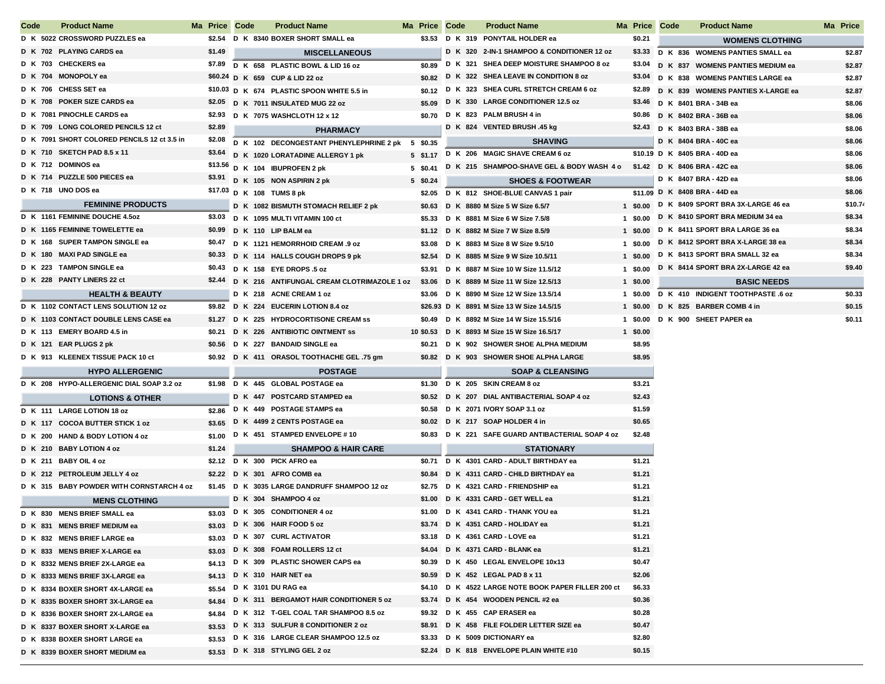| Code | | | Product Name | Ma | Price |
|---|---|---|---|---|---|
| D | K | 5022 | CROSSWORD PUZZLES ea | | $2.54 |
| D | K | 702 | PLAYING CARDS ea | | $1.49 |
| D | K | 703 | CHECKERS ea | | $7.89 |
| D | K | 704 | MONOPOLY ea | | $60.24 |
| D | K | 706 | CHESS SET ea | | $10.03 |
| D | K | 708 | POKER SIZE CARDS ea | | $2.05 |
| D | K | 7081 | PINOCHLE CARDS ea | | $2.93 |
| D | K | 709 | LONG COLORED PENCILS 12 ct | | $2.89 |
| D | K | 7091 | SHORT COLORED PENCILS 12 ct 3.5 in | | $2.08 |
| D | K | 710 | SKETCH PAD 8.5 x 11 | | $3.64 |
| D | K | 712 | DOMINOS ea | | $13.56 |
| D | K | 714 | PUZZLE 500 PIECES ea | | $3.91 |
| D | K | 718 | UNO DOS ea | | $17.03 |
| | | | **FEMININE PRODUCTS** | | |
| D | K | 1161 | FEMININE DOUCHE 4.5oz | | $3.03 |
| D | K | 1165 | FEMININE TOWELETTE ea | | $0.99 |
| D | K | 168 | SUPER TAMPON SINGLE ea | | $0.47 |
| D | K | 180 | MAXI PAD SINGLE ea | | $0.33 |
| D | K | 223 | TAMPON SINGLE ea | | $0.43 |
| D | K | 228 | PANTY LINERS 22 ct | | $2.44 |
| | | | **HEALTH & BEAUTY** | | |
| D | K | 1102 | CONTACT LENS SOLUTION 12 oz | | $9.82 |
| D | K | 1103 | CONTACT DOUBLE LENS CASE ea | | $1.27 |
| D | K | 113 | EMERY BOARD 4.5 in | | $0.21 |
| D | K | 121 | EAR PLUGS 2 pk | | $0.56 |
| D | K | 913 | KLEENEX TISSUE PACK 10 ct | | $0.92 |
| | | | **HYPO ALLERGENIC** | | |
| D | K | 208 | HYPO-ALLERGENIC DIAL SOAP 3.2 oz | | $1.98 |
| | | | **LOTIONS & OTHER** | | |
| D | K | 111 | LARGE LOTION 18 oz | | $2.86 |
| D | K | 117 | COCOA BUTTER STICK 1 oz | | $3.65 |
| D | K | 200 | HAND & BODY LOTION 4 oz | | $1.00 |
| D | K | 210 | BABY LOTION 4 oz | | $1.24 |
| D | K | 211 | BABY OIL 4 oz | | $2.12 |
| D | K | 212 | PETROLEUM JELLY 4 oz | | $2.22 |
| D | K | 315 | BABY POWDER WITH CORNSTARCH 4 oz | | $1.45 |
| | | | **MENS CLOTHING** | | |
| D | K | 830 | MENS BRIEF SMALL ea | | $3.03 |
| D | K | 831 | MENS BRIEF MEDIUM ea | | $3.03 |
| D | K | 832 | MENS BRIEF LARGE ea | | $3.03 |
| D | K | 833 | MENS BRIEF X-LARGE ea | | $3.03 |
| D | K | 8332 | MENS BRIEF 2X-LARGE ea | | $4.13 |
| D | K | 8333 | MENS BRIEF 3X-LARGE ea | | $4.13 |
| D | K | 8334 | BOXER SHORT 4X-LARGE ea | | $5.54 |
| D | K | 8335 | BOXER SHORT 3X-LARGE ea | | $4.84 |
| D | K | 8336 | BOXER SHORT 2X-LARGE ea | | $4.84 |
| D | K | 8337 | BOXER SHORT X-LARGE ea | | $3.53 |
| D | K | 8338 | BOXER SHORT LARGE ea | | $3.53 |
| D | K | 8339 | BOXER SHORT MEDIUM ea | | $3.53 |
| D | K | 8340 | BOXER SHORT SMALL ea | | $3.53 |
| | | | **MISCELLANEOUS** | | |
| D | K | 658 | PLASTIC BOWL & LID 16 oz | | $0.89 |
| D | K | 659 | CUP & LID 22 oz | | $0.82 |
| D | K | 674 | PLASTIC SPOON WHITE 5.5 in | | $0.12 |
| D | K | 7011 | INSULATED MUG 22 oz | | $5.09 |
| D | K | 7075 | WASHCLOTH 12 x 12 | | $0.70 |
| | | | **PHARMACY** | | |
| D | K | 102 | DECONGESTANT PHENYLEPHRINE 2 pk | 5 | $0.35 |
| D | K | 1020 | LORATADINE ALLERGY 1 pk | 5 | $1.17 |
| D | K | 104 | IBUPROFEN 2 pk | 5 | $0.41 |
| D | K | 105 | NON ASPIRIN 2 pk | 5 | $0.24 |
| D | K | 108 | TUMS 8 pk | | $2.05 |
| D | K | 1082 | BISMUTH STOMACH RELIEF 2 pk | | $0.63 |
| D | K | 1095 | MULTI VITAMIN 100 ct | | $5.33 |
| D | K | 110 | LIP BALM ea | | $1.12 |
| D | K | 1121 | HEMORRHOID CREAM .9 oz | | $3.08 |
| D | K | 114 | HALLS COUGH DROPS 9 pk | | $2.54 |
| D | K | 158 | EYE DROPS .5 oz | | $3.91 |
| D | K | 216 | ANTIFUNGAL CREAM CLOTRIMAZOLE 1 oz | | $3.06 |
| D | K | 218 | ACNE CREAM 1 oz | | $3.06 |
| D | K | 224 | EUCERIN LOTION 8.4 oz | | $26.93 |
| D | K | 225 | HYDROCORTISONE CREAM ss | | $0.49 |
| D | K | 226 | ANTIBIOTIC OINTMENT ss | 10 | $0.53 |
| D | K | 227 | BANDAID SINGLE ea | | $0.21 |
| D | K | 411 | ORASOL TOOTHACHE GEL .75 gm | | $0.82 |
| | | | **POSTAGE** | | |
| D | K | 445 | GLOBAL POSTAGE ea | | $1.30 |
| D | K | 447 | POSTCARD STAMPED ea | | $0.52 |
| D | K | 449 | POSTAGE STAMPS ea | | $0.58 |
| D | K | 4499 | 2 CENTS POSTAGE ea | | $0.02 |
| D | K | 451 | STAMPED ENVELOPE # 10 | | $0.83 |
| | | | **SHAMPOO & HAIR CARE** | | |
| D | K | 300 | PICK AFRO ea | | $0.71 |
| D | K | 301 | AFRO COMB ea | | $0.84 |
| D | K | 3035 | LARGE DANDRUFF SHAMPOO 12 oz | | $2.75 |
| D | K | 304 | SHAMPOO 4 oz | | $1.00 |
| D | K | 305 | CONDITIONER 4 oz | | $1.00 |
| D | K | 306 | HAIR FOOD 5 oz | | $3.74 |
| D | K | 307 | CURL ACTIVATOR | | $3.18 |
| D | K | 308 | FOAM ROLLERS 12 ct | | $4.04 |
| D | K | 309 | PLASTIC SHOWER CAPS ea | | $0.39 |
| D | K | 310 | HAIR NET ea | | $0.59 |
| D | K | 3101 | DU RAG ea | | $4.10 |
| D | K | 311 | BERGAMOT HAIR CONDITIONER 5 oz | | $3.74 |
| D | K | 312 | T-GEL COAL TAR SHAMPOO 8.5 oz | | $9.32 |
| D | K | 313 | SULFUR 8 CONDITIONER 2 oz | | $8.91 |
| D | K | 316 | LARGE CLEAR SHAMPOO 12.5 oz | | $3.33 |
| D | K | 318 | STYLING GEL 2 oz | | $2.24 |
| D | K | 319 | PONYTAIL HOLDER ea | | $0.21 |
| D | K | 320 | 2-IN-1 SHAMPOO & CONDITIONER 12 oz | | $3.33 |
| D | K | 321 | SHEA DEEP MOISTURE SHAMPOO 8 oz | | $3.04 |
| D | K | 322 | SHEA LEAVE IN CONDITION 8 oz | | $3.04 |
| D | K | 323 | SHEA CURL STRETCH CREAM 6 oz | | $2.89 |
| D | K | 330 | LARGE CONDITIONER 12.5 oz | | $3.46 |
| D | K | 823 | PALM BRUSH 4 in | | $0.86 |
| D | K | 824 | VENTED BRUSH .45 kg | | $2.43 |
| | | | **SHAVING** | | |
| D | K | 206 | MAGIC SHAVE CREAM 6 oz | | $10.19 |
| D | K | 215 | SHAMPOO-SHAVE GEL & BODY WASH 4 o | | $1.42 |
| | | | **SHOES & FOOTWEAR** | | |
| D | K | 812 | SHOE-BLUE CANVAS 1 pair | | $11.09 |
| D | K | 8880 | M Size 5 W Size 6.5/7 | 1 | $0.00 |
| D | K | 8881 | M Size 6 W Size 7.5/8 | 1 | $0.00 |
| D | K | 8882 | M Size 7 W Size 8.5/9 | 1 | $0.00 |
| D | K | 8883 | M Size 8 W Size 9.5/10 | 1 | $0.00 |
| D | K | 8885 | M Size 9 W Size 10.5/11 | 1 | $0.00 |
| D | K | 8887 | M Size 10 W Size 11.5/12 | 1 | $0.00 |
| D | K | 8889 | M Size 11 W Size 12.5/13 | 1 | $0.00 |
| D | K | 8890 | M Size 12 W Size 13.5/14 | 1 | $0.00 |
| D | K | 8891 | M Size 13 W Size 14.5/15 | 1 | $0.00 |
| D | K | 8892 | M Size 14 W Size 15.5/16 | 1 | $0.00 |
| D | K | 8893 | M Size 15 W Size 16.5/17 | 1 | $0.00 |
| D | K | 902 | SHOWER SHOE ALPHA MEDIUM | | $8.95 |
| D | K | 903 | SHOWER SHOE ALPHA LARGE | | $8.95 |
| | | | **SOAP & CLEANSING** | | |
| D | K | 205 | SKIN CREAM 8 oz | | $3.21 |
| D | K | 207 | DIAL ANTIBACTERIAL SOAP 4 oz | | $2.43 |
| D | K | 2071 | IVORY SOAP 3.1 oz | | $1.59 |
| D | K | 217 | SOAP HOLDER 4 in | | $0.65 |
| D | K | 221 | SAFE GUARD ANTIBACTERIAL SOAP 4 oz | | $2.48 |
| | | | **STATIONARY** | | |
| D | K | 4301 | CARD - ADULT BIRTHDAY ea | | $1.21 |
| D | K | 4311 | CARD - CHILD BIRTHDAY ea | | $1.21 |
| D | K | 4321 | CARD - FRIENDSHIP ea | | $1.21 |
| D | K | 4331 | CARD - GET WELL ea | | $1.21 |
| D | K | 4341 | CARD - THANK YOU ea | | $1.21 |
| D | K | 4351 | CARD - HOLIDAY ea | | $1.21 |
| D | K | 4361 | CARD - LOVE ea | | $1.21 |
| D | K | 4371 | CARD - BLANK ea | | $1.21 |
| D | K | 450 | LEGAL ENVELOPE 10x13 | | $0.47 |
| D | K | 452 | LEGAL PAD 8 x 11 | | $2.06 |
| D | K | 4522 | LARGE NOTE BOOK PAPER FILLER 200 ct | | $6.33 |
| D | K | 454 | WOODEN PENCIL #2 ea | | $0.36 |
| D | K | 455 | CAP ERASER ea | | $0.28 |
| D | K | 458 | FILE FOLDER LETTER SIZE ea | | $0.47 |
| D | K | 5009 | DICTIONARY ea | | $2.80 |
| D | K | 818 | ENVELOPE PLAIN WHITE #10 | | $0.15 |
| | | | **WOMENS CLOTHING** | | |
| D | K | 836 | WOMENS PANTIES SMALL ea | | $2.87 |
| D | K | 837 | WOMENS PANTIES MEDIUM ea | | $2.87 |
| D | K | 838 | WOMENS PANTIES LARGE ea | | $2.87 |
| D | K | 839 | WOMENS PANTIES X-LARGE ea | | $2.87 |
| D | K | 8401 | BRA - 34B ea | | $8.06 |
| D | K | 8402 | BRA - 36B ea | | $8.06 |
| D | K | 8403 | BRA - 38B ea | | $8.06 |
| D | K | 8404 | BRA - 40C ea | | $8.06 |
| D | K | 8405 | BRA - 40D ea | | $8.06 |
| D | K | 8406 | BRA - 42C ea | | $8.06 |
| D | K | 8407 | BRA - 42D ea | | $8.06 |
| D | K | 8408 | BRA - 44D ea | | $8.06 |
| D | K | 8409 | SPORT BRA 3X-LARGE 46 ea | | $10.74 |
| D | K | 8410 | SPORT BRA MEDIUM 34 ea | | $8.34 |
| D | K | 8411 | SPORT BRA LARGE 36 ea | | $8.34 |
| D | K | 8412 | SPORT BRA X-LARGE 38 ea | | $8.34 |
| D | K | 8413 | SPORT BRA SMALL 32 ea | | $8.34 |
| D | K | 8414 | SPORT BRA 2X-LARGE 42 ea | | $9.40 |
| | | | **BASIC NEEDS** | | |
| D | K | 410 | INDIGENT TOOTHPASTE .6 oz | | $0.33 |
| D | K | 825 | BARBER COMB 4 in | | $0.15 |
| D | K | 900 | SHEET PAPER ea | | $0.11 |